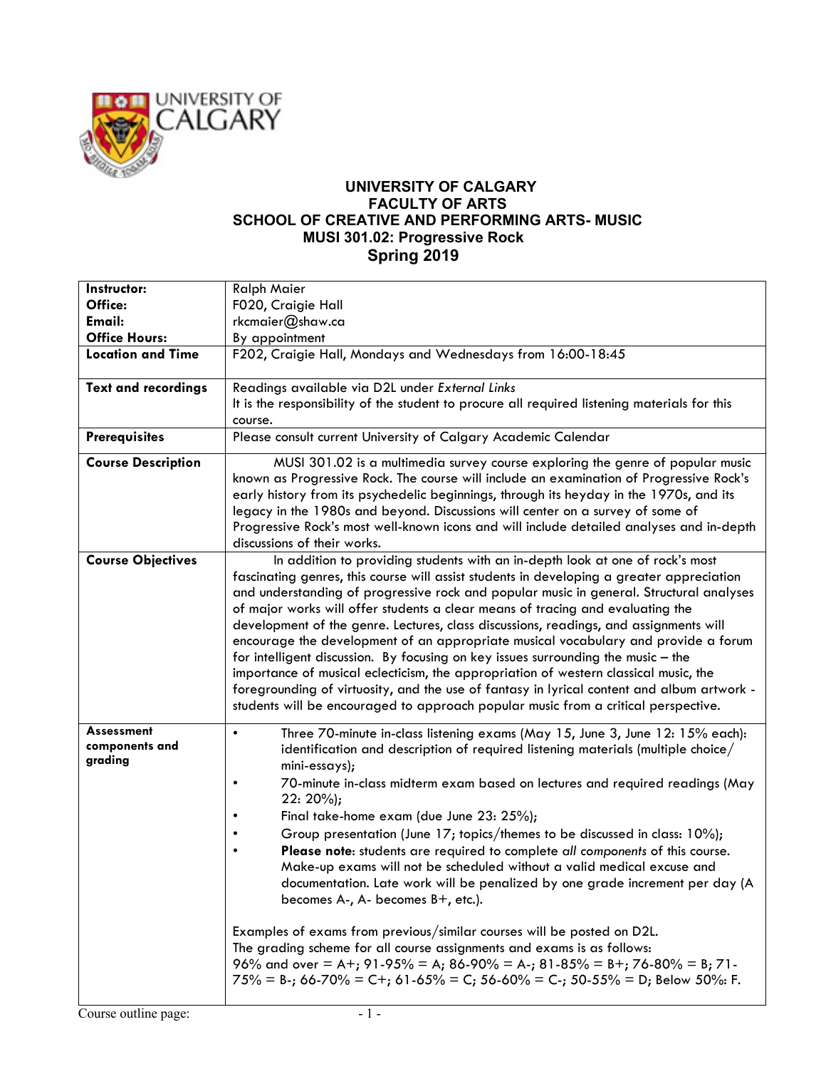# UNIVERSITY OF CALGARY
## FACULTY OF ARTS
## SCHOOL OF CREATIVE AND PERFORMING ARTS- MUSIC
## MUSI 301.02: Progressive Rock
## Spring 2019

| | |
|---|---|
| **Instructor:**<br>**Office:**<br>**Email:**<br>**Office Hours:** | Ralph Maier<br>F020, Craigie Hall<br>rkcmaier@shaw.ca<br>By appointment |
| **Location and Time** | F202, Craigie Hall, Mondays and Wednesdays from 16:00-18:45 |
| **Text and recordings** | Readings available via D2L under *External Links*<br>It is the responsibility of the student to procure all required listening materials for this course. |
| **Prerequisites** | Please consult current University of Calgary Academic Calendar |
| **Course Description** | MUSI 301.02 is a multimedia survey course exploring the genre of popular music known as Progressive Rock. The course will include an examination of Progressive Rock's early history from its psychedelic beginnings, through its heyday in the 1970s, and its legacy in the 1980s and beyond. Discussions will center on a survey of some of Progressive Rock's most well-known icons and will include detailed analyses and in-depth discussions of their works. |
| **Course Objectives** | In addition to providing students with an in-depth look at one of rock's most fascinating genres, this course will assist students in developing a greater appreciation and understanding of progressive rock and popular music in general. Structural analyses of major works will offer students a clear means of tracing and evaluating the development of the genre. Lectures, class discussions, readings, and assignments will encourage the development of an appropriate musical vocabulary and provide a forum for intelligent discussion. By focusing on key issues surrounding the music – the importance of musical eclecticism, the appropriation of western classical music, the foregrounding of virtuosity, and the use of fantasy in lyrical content and album artwork - students will be encouraged to approach popular music from a critical perspective. |
| **Assessment components and grading** | • Three 70-minute in-class listening exams (May 15, June 3, June 12: 15% each): identification and description of required listening materials (multiple choice/ mini-essays);<br>• 70-minute in-class midterm exam based on lectures and required readings (May 22: 20%);<br>• Final take-home exam (due June 23: 25%);<br>• Group presentation (June 17; topics/themes to be discussed in class: 10%);<br>• **Please note**: students are required to complete *all components* of this course. Make-up exams will not be scheduled without a valid medical excuse and documentation. Late work will be penalized by one grade increment per day (A becomes A-, A- becomes B+, etc.).<br><br>Examples of exams from previous/similar courses will be posted on D2L.<br>The grading scheme for all course assignments and exams is as follows:<br>96% and over = A+; 91-95% = A; 86-90% = A-; 81-85% = B+; 76-80% = B; 71-75% = B-; 66-70% = C+; 61-65% = C; 56-60% = C-; 50-55% = D; Below 50%: F. |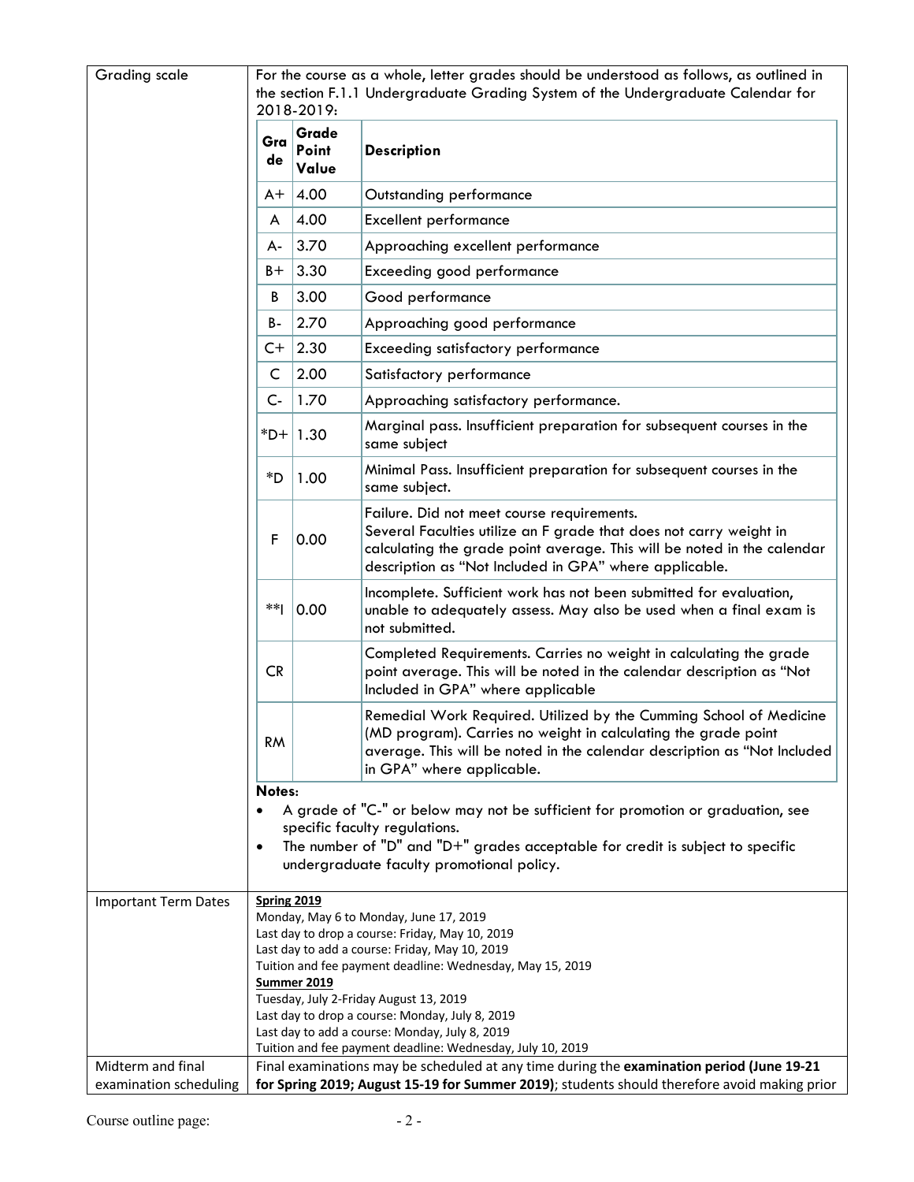## Grading scale

For the course as a whole, letter grades should be understood as follows, as outlined in the section F.1.1 Undergraduate Grading System of the Undergraduate Calendar for 2018-2019:

| Grade | Grade Point Value | Description |
|---|---|---|
| A+ | 4.00 | Outstanding performance |
| A | 4.00 | Excellent performance |
| A- | 3.70 | Approaching excellent performance |
| B+ | 3.30 | Exceeding good performance |
| B | 3.00 | Good performance |
| B- | 2.70 | Approaching good performance |
| C+ | 2.30 | Exceeding satisfactory performance |
| C | 2.00 | Satisfactory performance |
| C- | 1.70 | Approaching satisfactory performance. |
| *D+ | 1.30 | Marginal pass. Insufficient preparation for subsequent courses in the same subject |
| *D | 1.00 | Minimal Pass. Insufficient preparation for subsequent courses in the same subject. |
| F | 0.00 | Failure. Did not meet course requirements. Several Faculties utilize an F grade that does not carry weight in calculating the grade point average. This will be noted in the calendar description as "Not Included in GPA" where applicable. |
| **I | 0.00 | Incomplete. Sufficient work has not been submitted for evaluation, unable to adequately assess. May also be used when a final exam is not submitted. |
| CR | | Completed Requirements. Carries no weight in calculating the grade point average. This will be noted in the calendar description as "Not Included in GPA" where applicable |
| RM | | Remedial Work Required. Utilized by the Cumming School of Medicine (MD program). Carries no weight in calculating the grade point average. This will be noted in the calendar description as "Not Included in GPA" where applicable. |

**Notes:**

- A grade of "C-" or below may not be sufficient for promotion or graduation, see specific faculty regulations.
- The number of "D" and "D+" grades acceptable for credit is subject to specific undergraduate faculty promotional policy.

## Important Term Dates

**Spring 2019**

Monday, May 6 to Monday, June 17, 2019
Last day to drop a course: Friday, May 10, 2019
Last day to add a course: Friday, May 10, 2019
Tuition and fee payment deadline: Wednesday, May 15, 2019

**Summer 2019**

Tuesday, July 2-Friday August 13, 2019
Last day to drop a course: Monday, July 8, 2019
Last day to add a course: Monday, July 8, 2019
Tuition and fee payment deadline: Wednesday, July 10, 2019

## Midterm and final examination scheduling

Final examinations may be scheduled at any time during the **examination period (June 19-21 for Spring 2019; August 15-19 for Summer 2019)**; students should therefore avoid making prior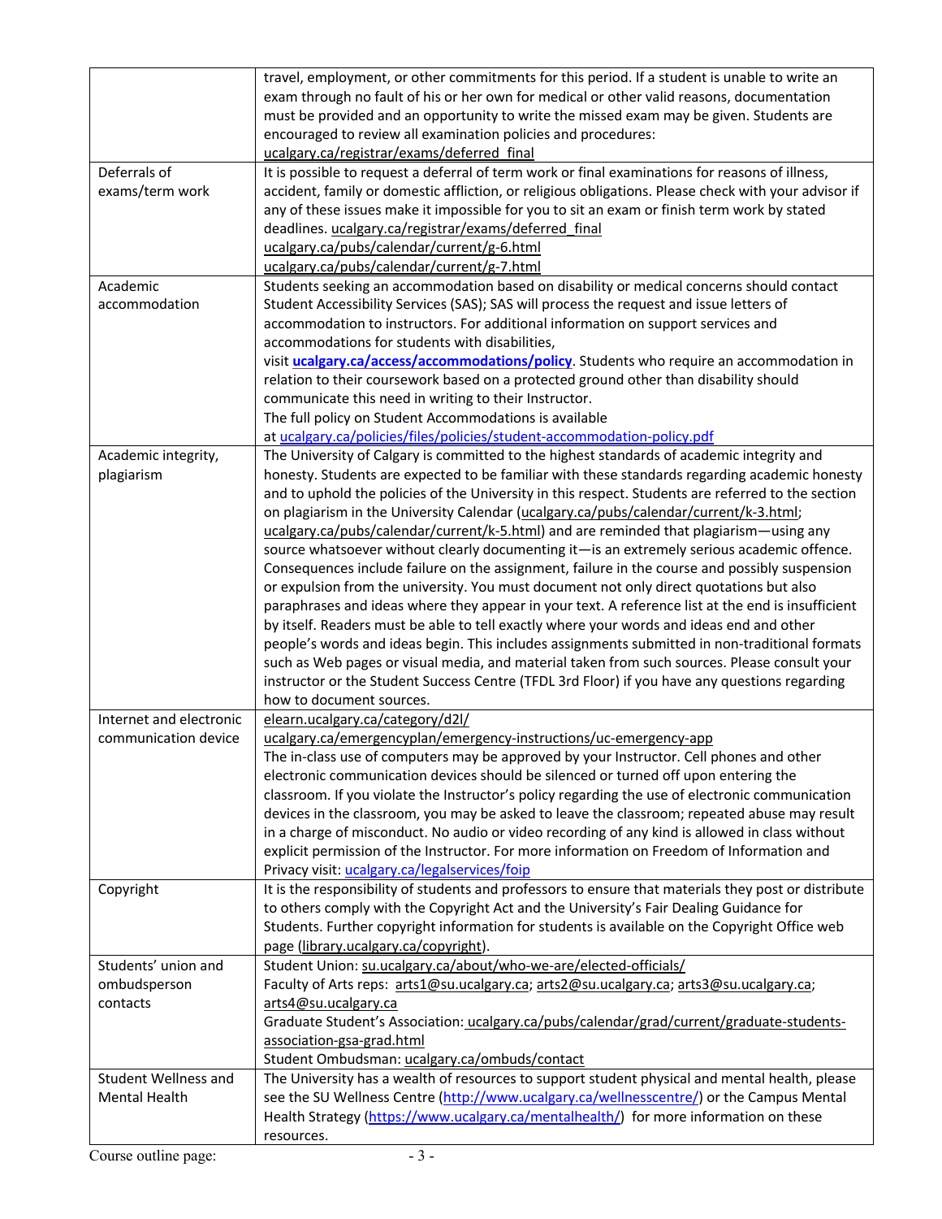| | |
|---|---|
| | travel, employment, or other commitments for this period. If a student is unable to write an exam through no fault of his or her own for medical or other valid reasons, documentation must be provided and an opportunity to write the missed exam may be given. Students are encouraged to review all examination policies and procedures: ucalgary.ca/registrar/exams/deferred_final |
| Deferrals of exams/term work | It is possible to request a deferral of term work or final examinations for reasons of illness, accident, family or domestic affliction, or religious obligations. Please check with your advisor if any of these issues make it impossible for you to sit an exam or finish term work by stated deadlines. ucalgary.ca/registrar/exams/deferred_final ucalgary.ca/pubs/calendar/current/g-6.html ucalgary.ca/pubs/calendar/current/g-7.html |
| Academic accommodation | Students seeking an accommodation based on disability or medical concerns should contact Student Accessibility Services (SAS); SAS will process the request and issue letters of accommodation to instructors. For additional information on support services and accommodations for students with disabilities, visit **ucalgary.ca/access/accommodations/policy**. Students who require an accommodation in relation to their coursework based on a protected ground other than disability should communicate this need in writing to their Instructor. The full policy on Student Accommodations is available at ucalgary.ca/policies/files/policies/student-accommodation-policy.pdf |
| Academic integrity, plagiarism | The University of Calgary is committed to the highest standards of academic integrity and honesty. Students are expected to be familiar with these standards regarding academic honesty and to uphold the policies of the University in this respect. Students are referred to the section on plagiarism in the University Calendar (ucalgary.ca/pubs/calendar/current/k-3.html; ucalgary.ca/pubs/calendar/current/k-5.html) and are reminded that plagiarism—using any source whatsoever without clearly documenting it—is an extremely serious academic offence. Consequences include failure on the assignment, failure in the course and possibly suspension or expulsion from the university. You must document not only direct quotations but also paraphrases and ideas where they appear in your text. A reference list at the end is insufficient by itself. Readers must be able to tell exactly where your words and ideas end and other people's words and ideas begin. This includes assignments submitted in non-traditional formats such as Web pages or visual media, and material taken from such sources. Please consult your instructor or the Student Success Centre (TFDL 3rd Floor) if you have any questions regarding how to document sources. |
| Internet and electronic communication device | elearn.ucalgary.ca/category/d2l/ ucalgary.ca/emergencyplan/emergency-instructions/uc-emergency-app The in-class use of computers may be approved by your Instructor. Cell phones and other electronic communication devices should be silenced or turned off upon entering the classroom. If you violate the Instructor's policy regarding the use of electronic communication devices in the classroom, you may be asked to leave the classroom; repeated abuse may result in a charge of misconduct. No audio or video recording of any kind is allowed in class without explicit permission of the Instructor. For more information on Freedom of Information and Privacy visit: ucalgary.ca/legalservices/foip |
| Copyright | It is the responsibility of students and professors to ensure that materials they post or distribute to others comply with the Copyright Act and the University's Fair Dealing Guidance for Students. Further copyright information for students is available on the Copyright Office web page (library.ucalgary.ca/copyright). |
| Students' union and ombudsperson contacts | Student Union: su.ucalgary.ca/about/who-we-are/elected-officials/ Faculty of Arts reps: arts1@su.ucalgary.ca; arts2@su.ucalgary.ca; arts3@su.ucalgary.ca; arts4@su.ucalgary.ca Graduate Student's Association: ucalgary.ca/pubs/calendar/grad/current/graduate-students-association-gsa-grad.html Student Ombudsman: ucalgary.ca/ombuds/contact |
| Student Wellness and Mental Health | The University has a wealth of resources to support student physical and mental health, please see the SU Wellness Centre (http://www.ucalgary.ca/wellnesscentre/) or the Campus Mental Health Strategy (https://www.ucalgary.ca/mentalhealth/) for more information on these resources. |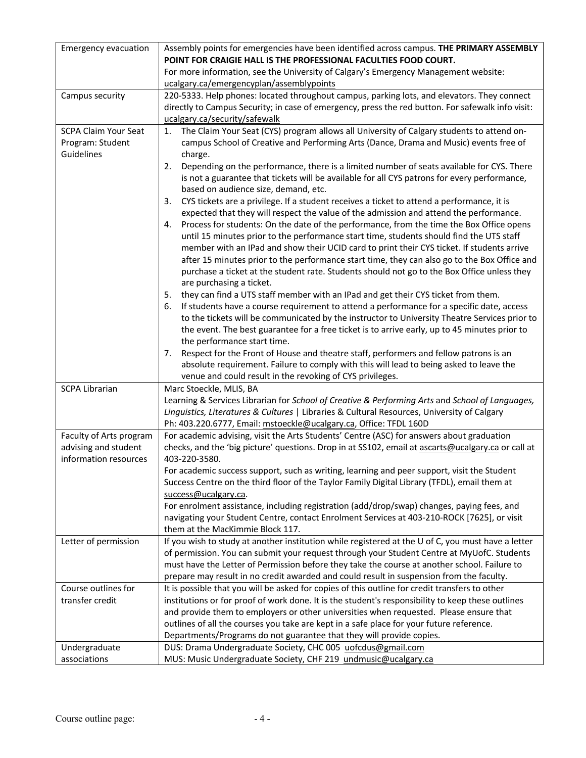| | |
|---|---|
| Emergency evacuation | Assembly points for emergencies have been identified across campus. **THE PRIMARY ASSEMBLY POINT FOR CRAIGIE HALL IS THE PROFESSIONAL FACULTIES FOOD COURT.** For more information, see the University of Calgary's Emergency Management website: ucalgary.ca/emergencyplan/assemblypoints |
| Campus security | 220-5333. Help phones: located throughout campus, parking lots, and elevators. They connect directly to Campus Security; in case of emergency, press the red button. For safewalk info visit: ucalgary.ca/security/safewalk |
| SCPA Claim Your Seat Program: Student Guidelines | 1. The Claim Your Seat (CYS) program allows all University of Calgary students to attend on-campus School of Creative and Performing Arts (Dance, Drama and Music) events free of charge.<br>2. Depending on the performance, there is a limited number of seats available for CYS. There is not a guarantee that tickets will be available for all CYS patrons for every performance, based on audience size, demand, etc.<br>3. CYS tickets are a privilege. If a student receives a ticket to attend a performance, it is expected that they will respect the value of the admission and attend the performance.<br>4. Process for students: On the date of the performance, from the time the Box Office opens until 15 minutes prior to the performance start time, students should find the UTS staff member with an IPad and show their UCID card to print their CYS ticket. If students arrive after 15 minutes prior to the performance start time, they can also go to the Box Office and purchase a ticket at the student rate. Students should not go to the Box Office unless they are purchasing a ticket.<br>5. they can find a UTS staff member with an IPad and get their CYS ticket from them.<br>6. If students have a course requirement to attend a performance for a specific date, access to the tickets will be communicated by the instructor to University Theatre Services prior to the event. The best guarantee for a free ticket is to arrive early, up to 45 minutes prior to the performance start time.<br>7. Respect for the Front of House and theatre staff, performers and fellow patrons is an absolute requirement. Failure to comply with this will lead to being asked to leave the venue and could result in the revoking of CYS privileges. |
| SCPA Librarian | Marc Stoeckle, MLIS, BA<br>Learning & Services Librarian for *School of Creative & Performing Arts* and *School of Languages, Linguistics, Literatures & Cultures* \| Libraries & Cultural Resources, University of Calgary<br>Ph: 403.220.6777, Email: mstoeckle@ucalgary.ca, Office: TFDL 160D |
| Faculty of Arts program advising and student information resources | For academic advising, visit the Arts Students' Centre (ASC) for answers about graduation checks, and the 'big picture' questions. Drop in at SS102, email at ascarts@ucalgary.ca or call at 403-220-3580.<br>For academic success support, such as writing, learning and peer support, visit the Student Success Centre on the third floor of the Taylor Family Digital Library (TFDL), email them at success@ucalgary.ca.<br>For enrolment assistance, including registration (add/drop/swap) changes, paying fees, and navigating your Student Centre, contact Enrolment Services at 403-210-ROCK [7625], or visit them at the MacKimmie Block 117. |
| Letter of permission | If you wish to study at another institution while registered at the U of C, you must have a letter of permission. You can submit your request through your Student Centre at MyUofC. Students must have the Letter of Permission before they take the course at another school. Failure to prepare may result in no credit awarded and could result in suspension from the faculty. |
| Course outlines for transfer credit | It is possible that you will be asked for copies of this outline for credit transfers to other institutions or for proof of work done. It is the student's responsibility to keep these outlines and provide them to employers or other universities when requested. Please ensure that outlines of all the courses you take are kept in a safe place for your future reference. Departments/Programs do not guarantee that they will provide copies. |
| Undergraduate associations | DUS: Drama Undergraduate Society, CHC 005 uofcdus@gmail.com<br>MUS: Music Undergraduate Society, CHF 219 undmusic@ucalgary.ca |